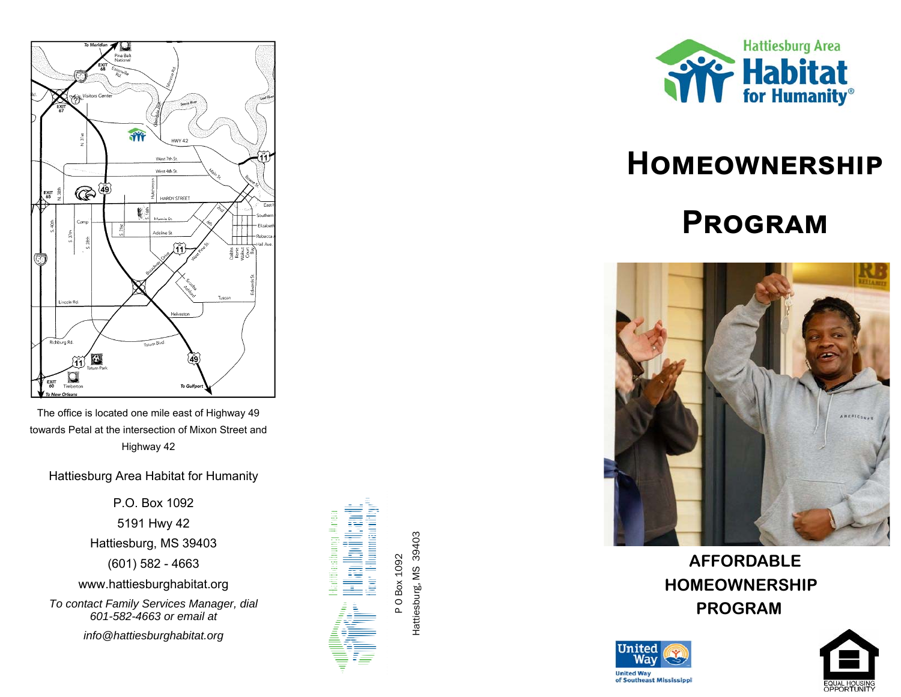The office is located one mile east of Highway 49 towards Petal at the intersection of Mixon Street and Highway 42

Hattiesburg Area Habitat for Humanity

P.O. Box 1092

5191 Hwy 42

Hattiesburg, MS 39403

(601) 582 - 4663

www.hattiesburghabitat.org

*To contact Family Services Manager, dial 601-582-4663 or email at*

*info@hattiesburghabitat.org*

P O Box 1092

Hattiesburg, MS 39403

Hattiesburg Area Habitat for Humanity®

# HOMEOWNERSHIP PROGRAM

**AFFORDABLE HOMEOWNERSHIP PROGRAM**

United Way of Southeast Mississippi

EQUAL HOUSING OPPORTUNITY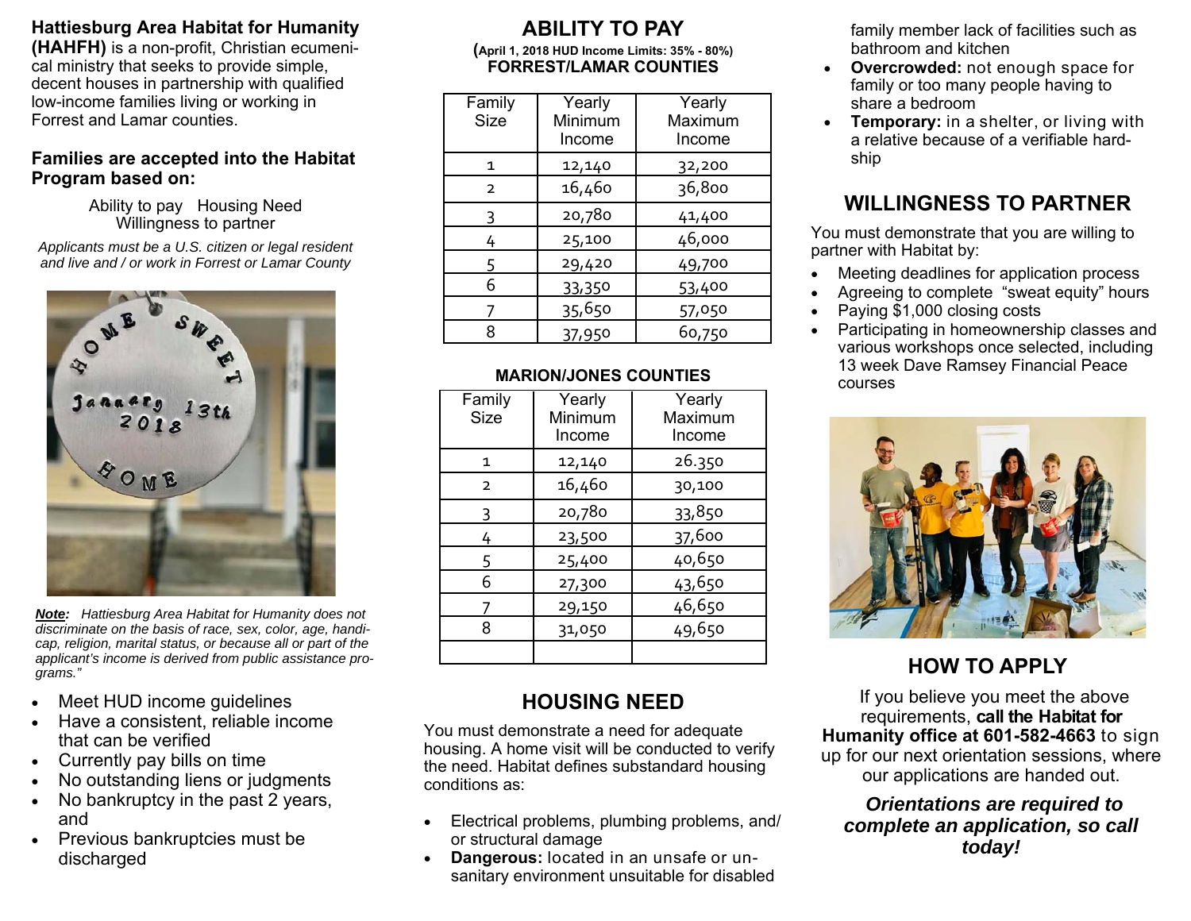**Hattiesburg Area Habitat for Humanity (HAHFH)** is a non-profit, Christian ecumenical ministry that seeks to provide simple, decent houses in partnership with qualified low-income families living or working in Forrest and Lamar counties.

**Families are accepted into the Habitat Program based on:**

Ability to pay   Housing Need
Willingness to partner

*Applicants must be a U.S. citizen or legal resident and live and / or work in Forrest or Lamar County*

***Note:*** *Hattiesburg Area Habitat for Humanity does not discriminate on the basis of race, sex, color, age, handicap, religion, marital status, or because all or part of the applicant's income is derived from public assistance programs."*

- Meet HUD income guidelines
- Have a consistent, reliable income that can be verified
- Currently pay bills on time
- No outstanding liens or judgments
- No bankruptcy in the past 2 years, and
- Previous bankruptcies must be discharged

## ABILITY TO PAY

**(April 1, 2018 HUD Income Limits: 35% - 80%)**
**FORREST/LAMAR COUNTIES**

| Family Size | Yearly Minimum Income | Yearly Maximum Income |
|---|---|---|
| 1 | 12,140 | 32,200 |
| 2 | 16,460 | 36,800 |
| 3 | 20,780 | 41,400 |
| 4 | 25,100 | 46,000 |
| 5 | 29,420 | 49,700 |
| 6 | 33,350 | 53,400 |
| 7 | 35,650 | 57,050 |
| 8 | 37,950 | 60,750 |

**MARION/JONES COUNTIES**

| Family Size | Yearly Minimum Income | Yearly Maximum Income |
|---|---|---|
| 1 | 12,140 | 26.350 |
| 2 | 16,460 | 30,100 |
| 3 | 20,780 | 33,850 |
| 4 | 23,500 | 37,600 |
| 5 | 25,400 | 40,650 |
| 6 | 27,300 | 43,650 |
| 7 | 29,150 | 46,650 |
| 8 | 31,050 | 49,650 |
| | | |

## HOUSING NEED

You must demonstrate a need for adequate housing. A home visit will be conducted to verify the need. Habitat defines substandard housing conditions as:

- Electrical problems, plumbing problems, and/ or structural damage
- **Dangerous:** located in an unsafe or unsanitary environment unsuitable for disabled family member lack of facilities such as bathroom and kitchen
- **Overcrowded:** not enough space for family or too many people having to share a bedroom
- **Temporary:** in a shelter, or living with a relative because of a verifiable hardship

## WILLINGNESS TO PARTNER

You must demonstrate that you are willing to partner with Habitat by:

- Meeting deadlines for application process
- Agreeing to complete "sweat equity" hours
- Paying $1,000 closing costs
- Participating in homeownership classes and various workshops once selected, including 13 week Dave Ramsey Financial Peace courses

## HOW TO APPLY

If you believe you meet the above requirements, **call the Habitat for Humanity office at 601-582-4663** to sign up for our next orientation sessions, where our applications are handed out.

***Orientations are required to complete an application, so call today!***